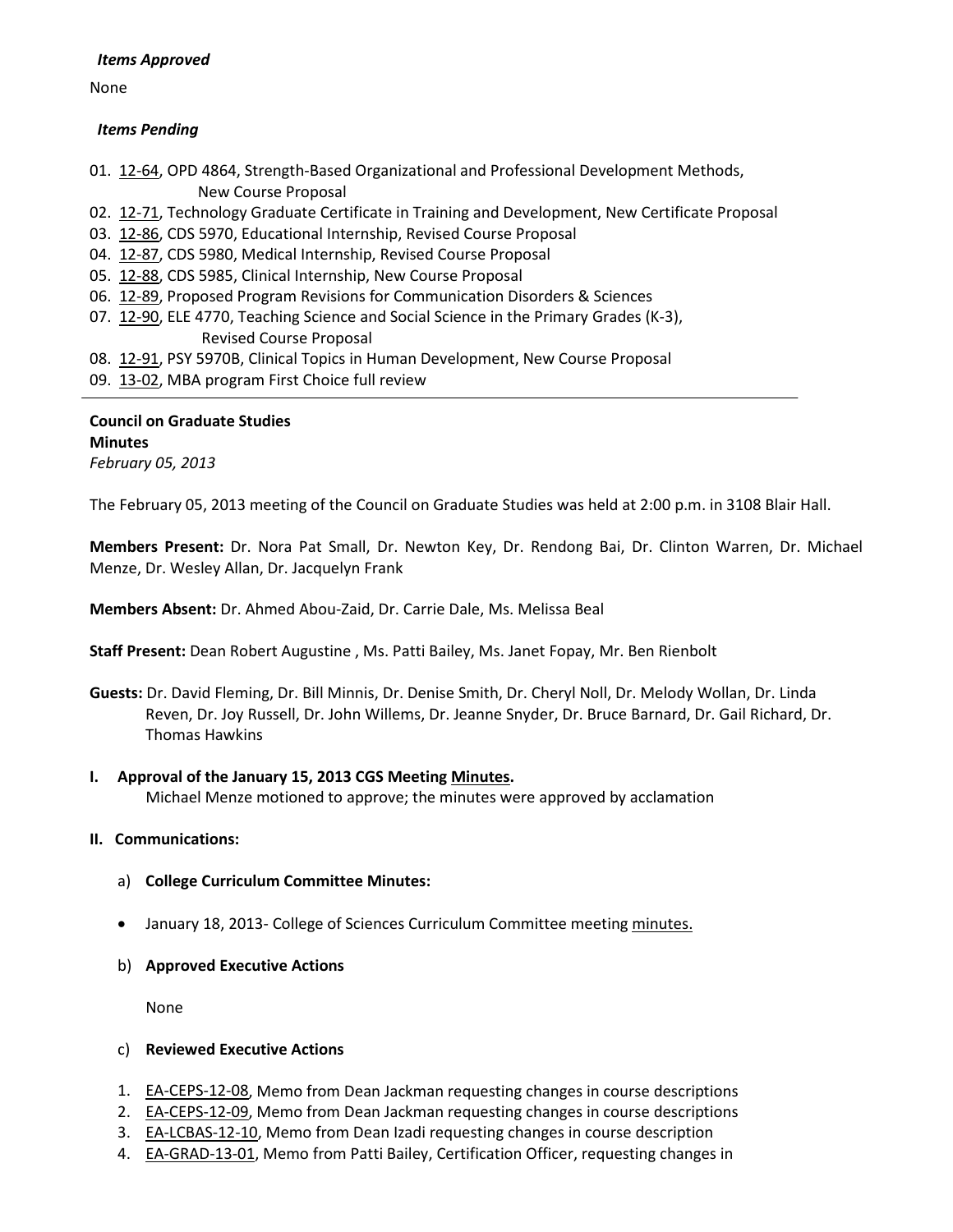***Items Approved***

None

***Items Pending***

01. 12-64, OPD 4864, Strength-Based Organizational and Professional Development Methods, New Course Proposal
02. 12-71, Technology Graduate Certificate in Training and Development, New Certificate Proposal
03. 12-86, CDS 5970, Educational Internship, Revised Course Proposal
04. 12-87, CDS 5980, Medical Internship, Revised Course Proposal
05. 12-88, CDS 5985, Clinical Internship, New Course Proposal
06. 12-89, Proposed Program Revisions for Communication Disorders & Sciences
07. 12-90, ELE 4770, Teaching Science and Social Science in the Primary Grades (K-3), Revised Course Proposal
08. 12-91, PSY 5970B, Clinical Topics in Human Development, New Course Proposal
09. 13-02, MBA program First Choice full review

---

**Council on Graduate Studies**
**Minutes**
*February 05, 2013*

The February 05, 2013 meeting of the Council on Graduate Studies was held at 2:00 p.m. in 3108 Blair Hall.

**Members Present:** Dr. Nora Pat Small, Dr. Newton Key, Dr. Rendong Bai, Dr. Clinton Warren, Dr. Michael Menze, Dr. Wesley Allan, Dr. Jacquelyn Frank

**Members Absent:** Dr. Ahmed Abou-Zaid, Dr. Carrie Dale, Ms. Melissa Beal

**Staff Present:** Dean Robert Augustine , Ms. Patti Bailey, Ms. Janet Fopay, Mr. Ben Rienbolt

**Guests:** Dr. David Fleming, Dr. Bill Minnis, Dr. Denise Smith, Dr. Cheryl Noll, Dr. Melody Wollan, Dr. Linda Reven, Dr. Joy Russell, Dr. John Willems, Dr. Jeanne Snyder, Dr. Bruce Barnard, Dr. Gail Richard, Dr. Thomas Hawkins

**I. Approval of the January 15, 2013 CGS Meeting Minutes.**

Michael Menze motioned to approve; the minutes were approved by acclamation

**II. Communications:**

a) **College Curriculum Committee Minutes:**

- January 18, 2013- College of Sciences Curriculum Committee meeting minutes.

b) **Approved Executive Actions**

None

c) **Reviewed Executive Actions**

1. EA-CEPS-12-08, Memo from Dean Jackman requesting changes in course descriptions
2. EA-CEPS-12-09, Memo from Dean Jackman requesting changes in course descriptions
3. EA-LCBAS-12-10, Memo from Dean Izadi requesting changes in course description
4. EA-GRAD-13-01, Memo from Patti Bailey, Certification Officer, requesting changes in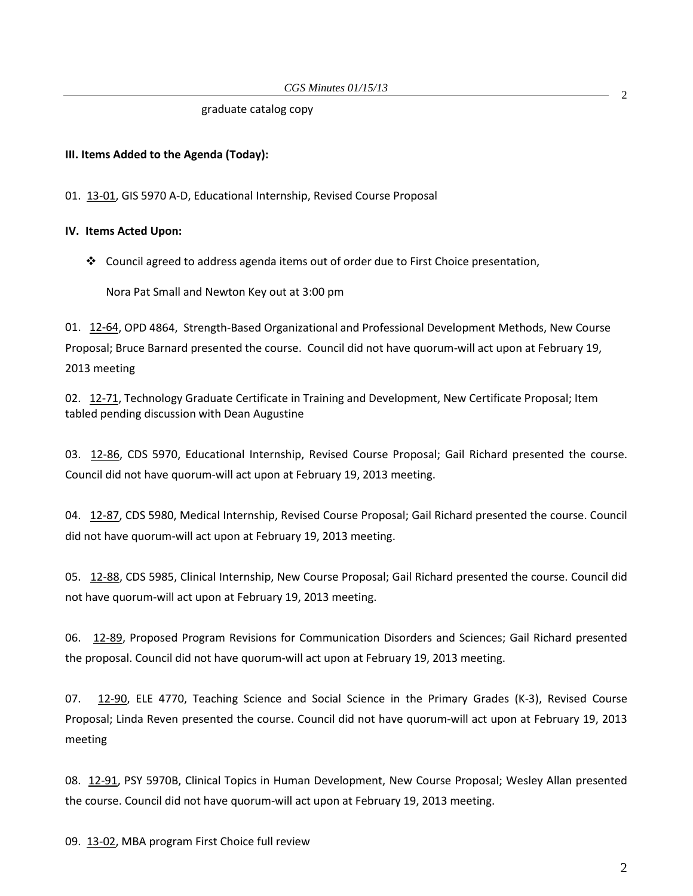graduate catalog copy

**III. Items Added to the Agenda (Today):**

01. 13-01, GIS 5970 A-D, Educational Internship, Revised Course Proposal

**IV. Items Acted Upon:**

- Council agreed to address agenda items out of order due to First Choice presentation,

  Nora Pat Small and Newton Key out at 3:00 pm

01. 12-64, OPD 4864, Strength-Based Organizational and Professional Development Methods, New Course Proposal; Bruce Barnard presented the course. Council did not have quorum-will act upon at February 19, 2013 meeting

02. 12-71, Technology Graduate Certificate in Training and Development, New Certificate Proposal; Item tabled pending discussion with Dean Augustine

03. 12-86, CDS 5970, Educational Internship, Revised Course Proposal; Gail Richard presented the course. Council did not have quorum-will act upon at February 19, 2013 meeting.

04. 12-87, CDS 5980, Medical Internship, Revised Course Proposal; Gail Richard presented the course. Council did not have quorum-will act upon at February 19, 2013 meeting.

05. 12-88, CDS 5985, Clinical Internship, New Course Proposal; Gail Richard presented the course. Council did not have quorum-will act upon at February 19, 2013 meeting.

06. 12-89, Proposed Program Revisions for Communication Disorders and Sciences; Gail Richard presented the proposal. Council did not have quorum-will act upon at February 19, 2013 meeting.

07. 12-90, ELE 4770, Teaching Science and Social Science in the Primary Grades (K-3), Revised Course Proposal; Linda Reven presented the course. Council did not have quorum-will act upon at February 19, 2013 meeting

08. 12-91, PSY 5970B, Clinical Topics in Human Development, New Course Proposal; Wesley Allan presented the course. Council did not have quorum-will act upon at February 19, 2013 meeting.

09. 13-02, MBA program First Choice full review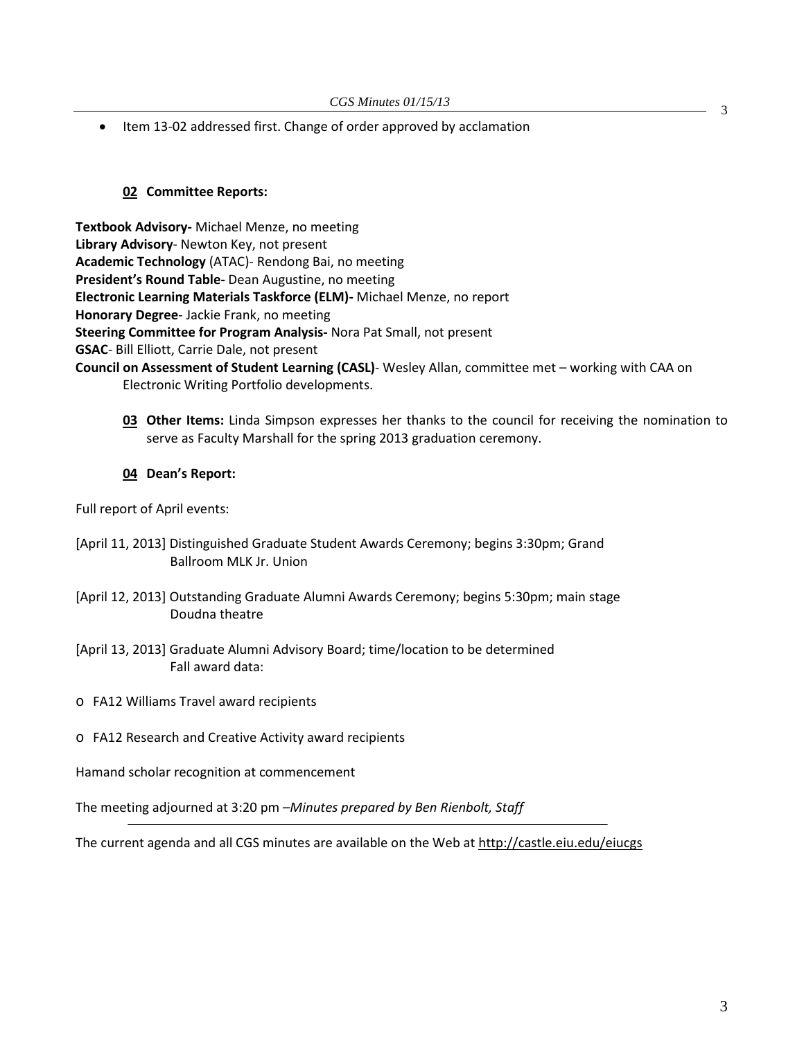- Item 13-02 addressed first. Change of order approved by acclamation

**02 Committee Reports:**

**Textbook Advisory-** Michael Menze, no meeting
**Library Advisory**- Newton Key, not present
**Academic Technology** (ATAC)- Rendong Bai, no meeting
**President's Round Table-** Dean Augustine, no meeting
**Electronic Learning Materials Taskforce (ELM)-** Michael Menze, no report
**Honorary Degree**- Jackie Frank, no meeting
**Steering Committee for Program Analysis-** Nora Pat Small, not present
**GSAC**- Bill Elliott, Carrie Dale, not present
**Council on Assessment of Student Learning (CASL)**- Wesley Allan, committee met – working with CAA on Electronic Writing Portfolio developments.

**03 Other Items:** Linda Simpson expresses her thanks to the council for receiving the nomination to serve as Faculty Marshall for the spring 2013 graduation ceremony.

**04 Dean's Report:**

Full report of April events:

[April 11, 2013] Distinguished Graduate Student Awards Ceremony; begins 3:30pm; Grand Ballroom MLK Jr. Union

[April 12, 2013] Outstanding Graduate Alumni Awards Ceremony; begins 5:30pm; main stage Doudna theatre

[April 13, 2013] Graduate Alumni Advisory Board; time/location to be determined
Fall award data:

- FA12 Williams Travel award recipients
- FA12 Research and Creative Activity award recipients

Hamand scholar recognition at commencement

The meeting adjourned at 3:20 pm –*Minutes prepared by Ben Rienbolt, Staff*

---

The current agenda and all CGS minutes are available on the Web at http://castle.eiu.edu/eiucgs